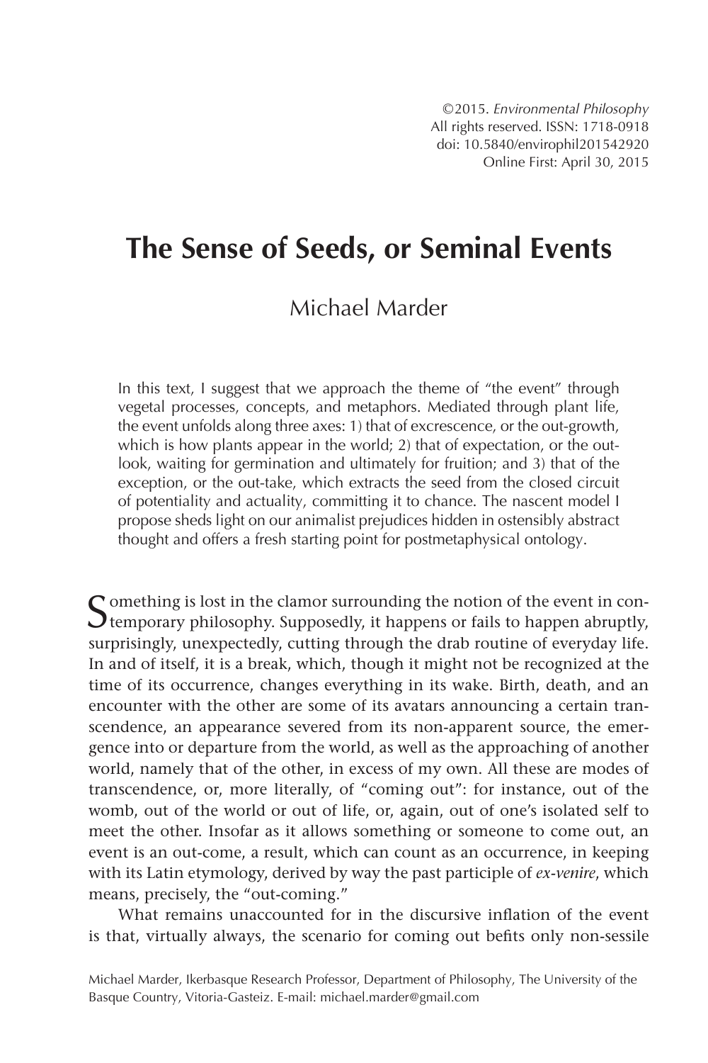©2015. *Environmental Philosophy*
All rights reserved. ISSN: 1718-0918
doi: 10.5840/envirophil201542920
Online First: April 30, 2015

# The Sense of Seeds, or Seminal Events

Michael Marder

In this text, I suggest that we approach the theme of "the event" through vegetal processes, concepts, and metaphors. Mediated through plant life, the event unfolds along three axes: 1) that of excrescence, or the out-growth, which is how plants appear in the world; 2) that of expectation, or the out-look, waiting for germination and ultimately for fruition; and 3) that of the exception, or the out-take, which extracts the seed from the closed circuit of potentiality and actuality, committing it to chance. The nascent model I propose sheds light on our animalist prejudices hidden in ostensibly abstract thought and offers a fresh starting point for postmetaphysical ontology.

Something is lost in the clamor surrounding the notion of the event in contemporary philosophy. Supposedly, it happens or fails to happen abruptly, surprisingly, unexpectedly, cutting through the drab routine of everyday life. In and of itself, it is a break, which, though it might not be recognized at the time of its occurrence, changes everything in its wake. Birth, death, and an encounter with the other are some of its avatars announcing a certain transcendence, an appearance severed from its non-apparent source, the emergence into or departure from the world, as well as the approaching of another world, namely that of the other, in excess of my own. All these are modes of transcendence, or, more literally, of "coming out": for instance, out of the womb, out of the world or out of life, or, again, out of one's isolated self to meet the other. Insofar as it allows something or someone to come out, an event is an out-come, a result, which can count as an occurrence, in keeping with its Latin etymology, derived by way the past participle of *ex-venire*, which means, precisely, the "out-coming."

What remains unaccounted for in the discursive inflation of the event is that, virtually always, the scenario for coming out befits only non-sessile

Michael Marder, Ikerbasque Research Professor, Department of Philosophy, The University of the Basque Country, Vitoria-Gasteiz. E-mail: michael.marder@gmail.com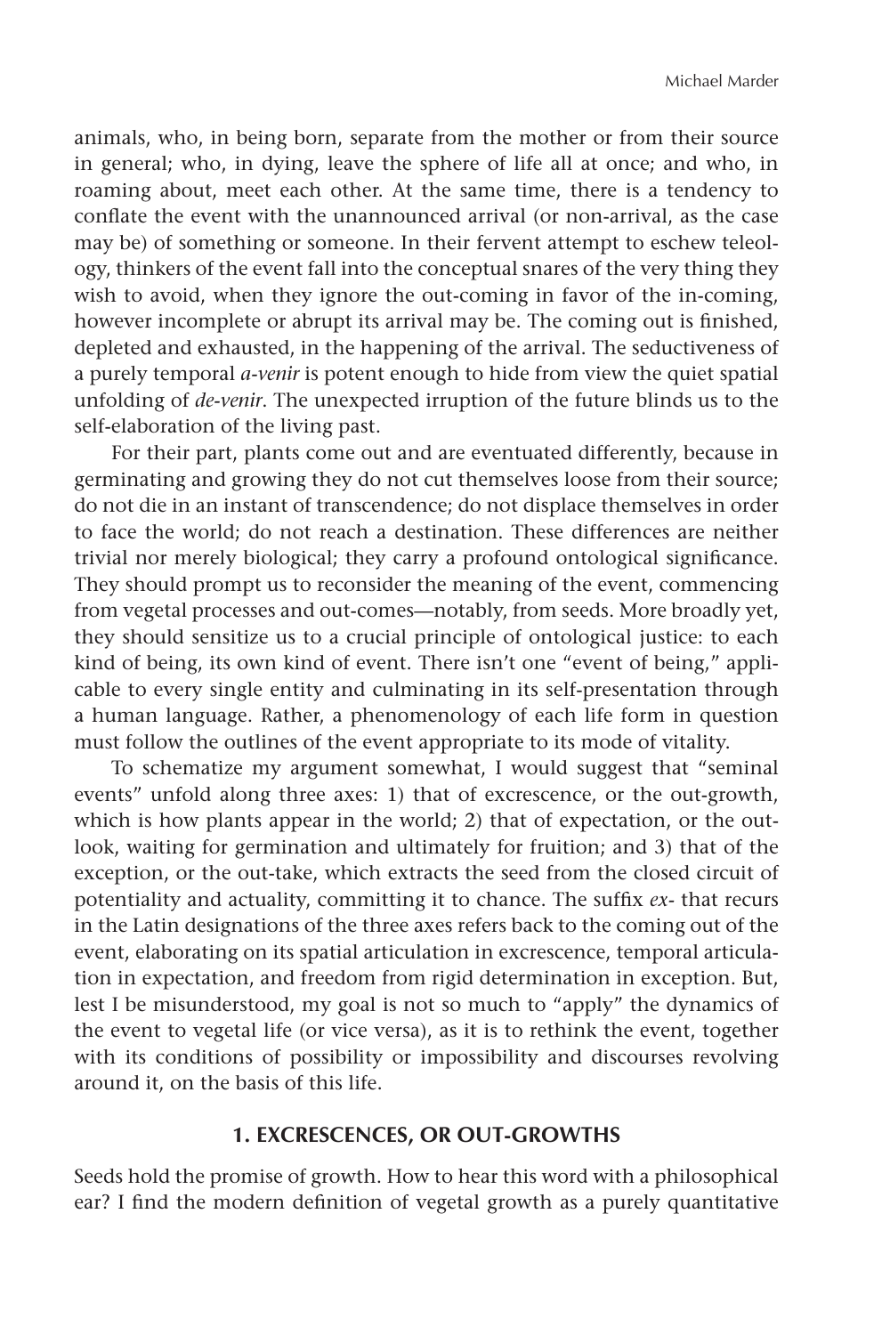animals, who, in being born, separate from the mother or from their source in general; who, in dying, leave the sphere of life all at once; and who, in roaming about, meet each other. At the same time, there is a tendency to conflate the event with the unannounced arrival (or non-arrival, as the case may be) of something or someone. In their fervent attempt to eschew teleology, thinkers of the event fall into the conceptual snares of the very thing they wish to avoid, when they ignore the out-coming in favor of the in-coming, however incomplete or abrupt its arrival may be. The coming out is finished, depleted and exhausted, in the happening of the arrival. The seductiveness of a purely temporal *a-venir* is potent enough to hide from view the quiet spatial unfolding of *de-venir*. The unexpected irruption of the future blinds us to the self-elaboration of the living past.

For their part, plants come out and are eventuated differently, because in germinating and growing they do not cut themselves loose from their source; do not die in an instant of transcendence; do not displace themselves in order to face the world; do not reach a destination. These differences are neither trivial nor merely biological; they carry a profound ontological significance. They should prompt us to reconsider the meaning of the event, commencing from vegetal processes and out-comes—notably, from seeds. More broadly yet, they should sensitize us to a crucial principle of ontological justice: to each kind of being, its own kind of event. There isn't one "event of being," applicable to every single entity and culminating in its self-presentation through a human language. Rather, a phenomenology of each life form in question must follow the outlines of the event appropriate to its mode of vitality.

To schematize my argument somewhat, I would suggest that "seminal events" unfold along three axes: 1) that of excrescence, or the out-growth, which is how plants appear in the world; 2) that of expectation, or the outlook, waiting for germination and ultimately for fruition; and 3) that of the exception, or the out-take, which extracts the seed from the closed circuit of potentiality and actuality, committing it to chance. The suffix *ex-* that recurs in the Latin designations of the three axes refers back to the coming out of the event, elaborating on its spatial articulation in excrescence, temporal articulation in expectation, and freedom from rigid determination in exception. But, lest I be misunderstood, my goal is not so much to "apply" the dynamics of the event to vegetal life (or vice versa), as it is to rethink the event, together with its conditions of possibility or impossibility and discourses revolving around it, on the basis of this life.

## 1. EXCRESCENCES, OR OUT-GROWTHS

Seeds hold the promise of growth. How to hear this word with a philosophical ear? I find the modern definition of vegetal growth as a purely quantitative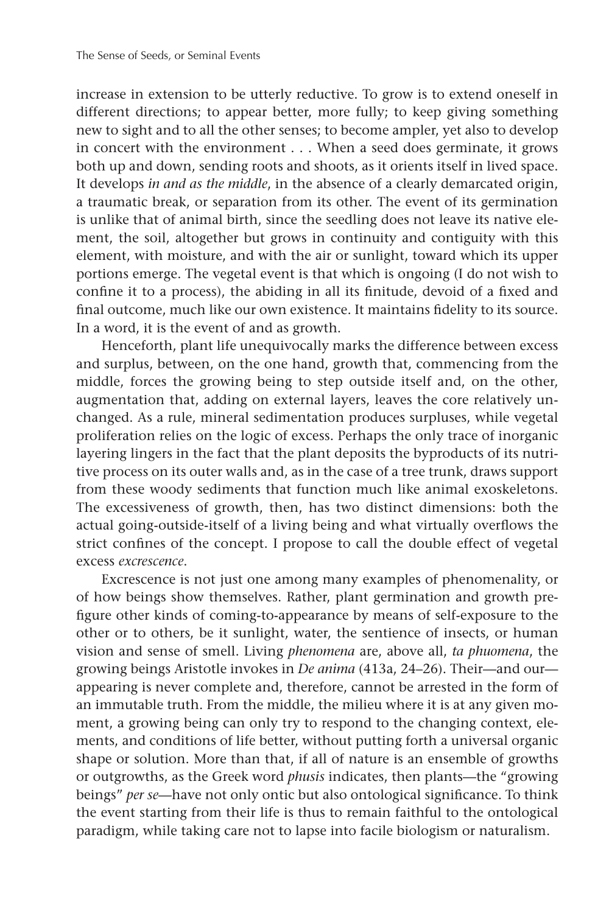increase in extension to be utterly reductive. To grow is to extend oneself in different directions; to appear better, more fully; to keep giving something new to sight and to all the other senses; to become ampler, yet also to develop in concert with the environment . . . When a seed does germinate, it grows both up and down, sending roots and shoots, as it orients itself in lived space. It develops *in and as the middle*, in the absence of a clearly demarcated origin, a traumatic break, or separation from its other. The event of its germination is unlike that of animal birth, since the seedling does not leave its native element, the soil, altogether but grows in continuity and contiguity with this element, with moisture, and with the air or sunlight, toward which its upper portions emerge. The vegetal event is that which is ongoing (I do not wish to confine it to a process), the abiding in all its finitude, devoid of a fixed and final outcome, much like our own existence. It maintains fidelity to its source. In a word, it is the event of and as growth.

Henceforth, plant life unequivocally marks the difference between excess and surplus, between, on the one hand, growth that, commencing from the middle, forces the growing being to step outside itself and, on the other, augmentation that, adding on external layers, leaves the core relatively unchanged. As a rule, mineral sedimentation produces surpluses, while vegetal proliferation relies on the logic of excess. Perhaps the only trace of inorganic layering lingers in the fact that the plant deposits the byproducts of its nutritive process on its outer walls and, as in the case of a tree trunk, draws support from these woody sediments that function much like animal exoskeletons. The excessiveness of growth, then, has two distinct dimensions: both the actual going-outside-itself of a living being and what virtually overflows the strict confines of the concept. I propose to call the double effect of vegetal excess *excrescence*.

Excrescence is not just one among many examples of phenomenality, or of how beings show themselves. Rather, plant germination and growth prefigure other kinds of coming-to-appearance by means of self-exposure to the other or to others, be it sunlight, water, the sentience of insects, or human vision and sense of smell. Living *phenomena* are, above all, *ta phuomena*, the growing beings Aristotle invokes in *De anima* (413a, 24–26). Their—and our—appearing is never complete and, therefore, cannot be arrested in the form of an immutable truth. From the middle, the milieu where it is at any given moment, a growing being can only try to respond to the changing context, elements, and conditions of life better, without putting forth a universal organic shape or solution. More than that, if all of nature is an ensemble of growths or outgrowths, as the Greek word *phusis* indicates, then plants—the "growing beings" *per se*—have not only ontic but also ontological significance. To think the event starting from their life is thus to remain faithful to the ontological paradigm, while taking care not to lapse into facile biologism or naturalism.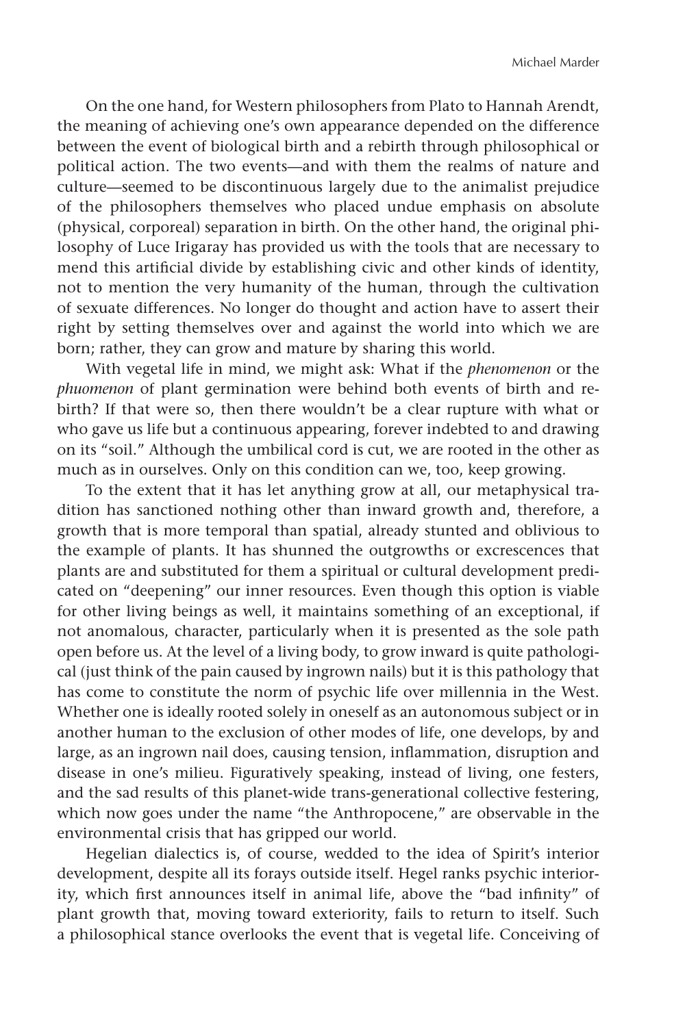On the one hand, for Western philosophers from Plato to Hannah Arendt, the meaning of achieving one's own appearance depended on the difference between the event of biological birth and a rebirth through philosophical or political action. The two events—and with them the realms of nature and culture—seemed to be discontinuous largely due to the animalist prejudice of the philosophers themselves who placed undue emphasis on absolute (physical, corporeal) separation in birth. On the other hand, the original philosophy of Luce Irigaray has provided us with the tools that are necessary to mend this artificial divide by establishing civic and other kinds of identity, not to mention the very humanity of the human, through the cultivation of sexuate differences. No longer do thought and action have to assert their right by setting themselves over and against the world into which we are born; rather, they can grow and mature by sharing this world.

With vegetal life in mind, we might ask: What if the *phenomenon* or the *phuomenon* of plant germination were behind both events of birth and rebirth? If that were so, then there wouldn't be a clear rupture with what or who gave us life but a continuous appearing, forever indebted to and drawing on its "soil." Although the umbilical cord is cut, we are rooted in the other as much as in ourselves. Only on this condition can we, too, keep growing.

To the extent that it has let anything grow at all, our metaphysical tradition has sanctioned nothing other than inward growth and, therefore, a growth that is more temporal than spatial, already stunted and oblivious to the example of plants. It has shunned the outgrowths or excrescences that plants are and substituted for them a spiritual or cultural development predicated on "deepening" our inner resources. Even though this option is viable for other living beings as well, it maintains something of an exceptional, if not anomalous, character, particularly when it is presented as the sole path open before us. At the level of a living body, to grow inward is quite pathological (just think of the pain caused by ingrown nails) but it is this pathology that has come to constitute the norm of psychic life over millennia in the West. Whether one is ideally rooted solely in oneself as an autonomous subject or in another human to the exclusion of other modes of life, one develops, by and large, as an ingrown nail does, causing tension, inflammation, disruption and disease in one's milieu. Figuratively speaking, instead of living, one festers, and the sad results of this planet-wide trans-generational collective festering, which now goes under the name "the Anthropocene," are observable in the environmental crisis that has gripped our world.

Hegelian dialectics is, of course, wedded to the idea of Spirit's interior development, despite all its forays outside itself. Hegel ranks psychic interiority, which first announces itself in animal life, above the "bad infinity" of plant growth that, moving toward exteriority, fails to return to itself. Such a philosophical stance overlooks the event that is vegetal life. Conceiving of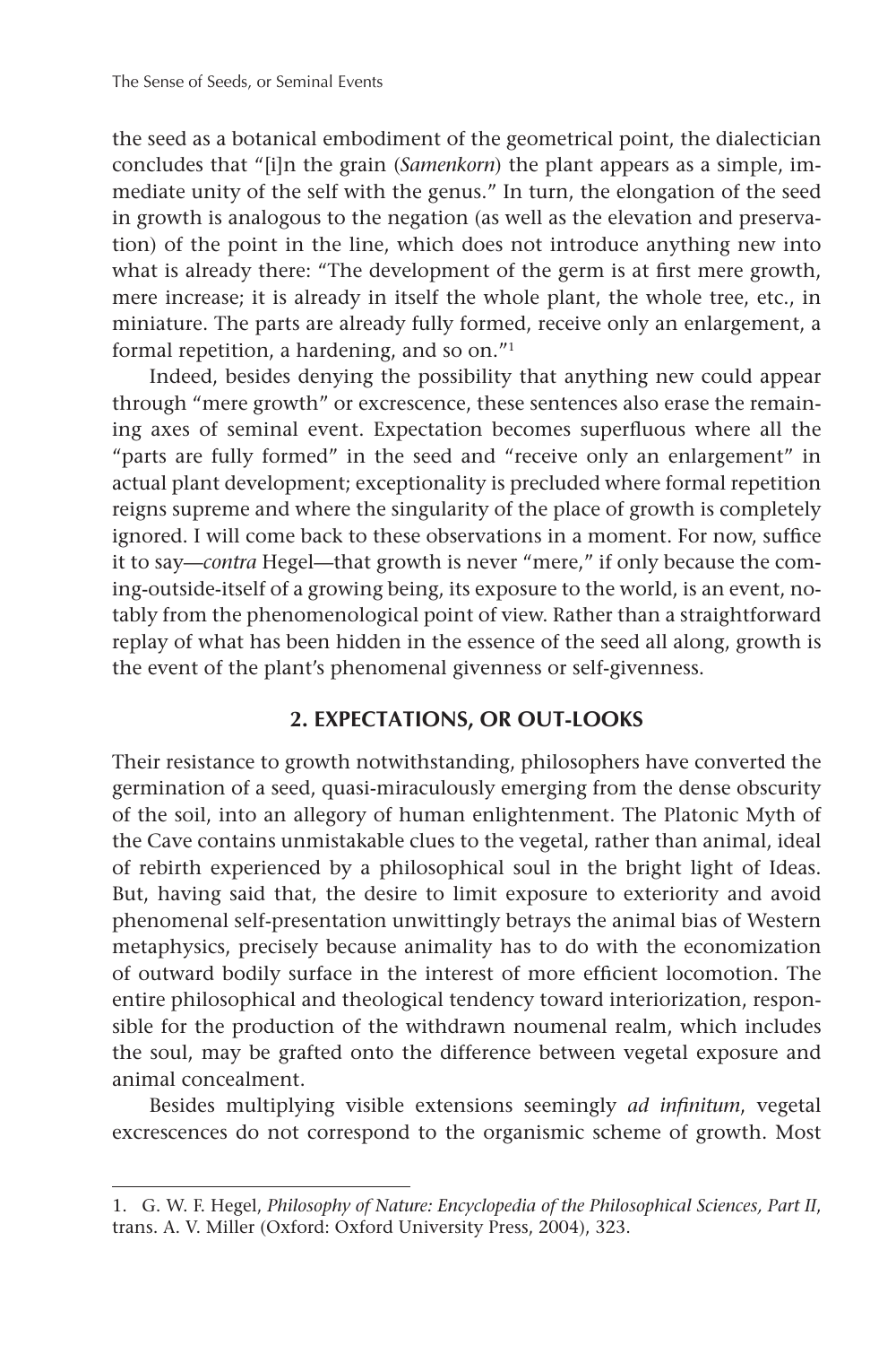the seed as a botanical embodiment of the geometrical point, the dialectician concludes that "[i]n the grain (*Samenkorn*) the plant appears as a simple, immediate unity of the self with the genus." In turn, the elongation of the seed in growth is analogous to the negation (as well as the elevation and preservation) of the point in the line, which does not introduce anything new into what is already there: "The development of the germ is at first mere growth, mere increase; it is already in itself the whole plant, the whole tree, etc., in miniature. The parts are already fully formed, receive only an enlargement, a formal repetition, a hardening, and so on."[1]

Indeed, besides denying the possibility that anything new could appear through "mere growth" or excrescence, these sentences also erase the remaining axes of seminal event. Expectation becomes superfluous where all the "parts are fully formed" in the seed and "receive only an enlargement" in actual plant development; exceptionality is precluded where formal repetition reigns supreme and where the singularity of the place of growth is completely ignored. I will come back to these observations in a moment. For now, suffice it to say—*contra* Hegel—that growth is never "mere," if only because the coming-outside-itself of a growing being, its exposure to the world, is an event, notably from the phenomenological point of view. Rather than a straightforward replay of what has been hidden in the essence of the seed all along, growth is the event of the plant's phenomenal givenness or self-givenness.

## 2. EXPECTATIONS, OR OUT-LOOKS

Their resistance to growth notwithstanding, philosophers have converted the germination of a seed, quasi-miraculously emerging from the dense obscurity of the soil, into an allegory of human enlightenment. The Platonic Myth of the Cave contains unmistakable clues to the vegetal, rather than animal, ideal of rebirth experienced by a philosophical soul in the bright light of Ideas. But, having said that, the desire to limit exposure to exteriority and avoid phenomenal self-presentation unwittingly betrays the animal bias of Western metaphysics, precisely because animality has to do with the economization of outward bodily surface in the interest of more efficient locomotion. The entire philosophical and theological tendency toward interiorization, responsible for the production of the withdrawn noumenal realm, which includes the soul, may be grafted onto the difference between vegetal exposure and animal concealment.

Besides multiplying visible extensions seemingly *ad infinitum*, vegetal excrescences do not correspond to the organismic scheme of growth. Most

1. G. W. F. Hegel, *Philosophy of Nature: Encyclopedia of the Philosophical Sciences, Part II*, trans. A. V. Miller (Oxford: Oxford University Press, 2004), 323.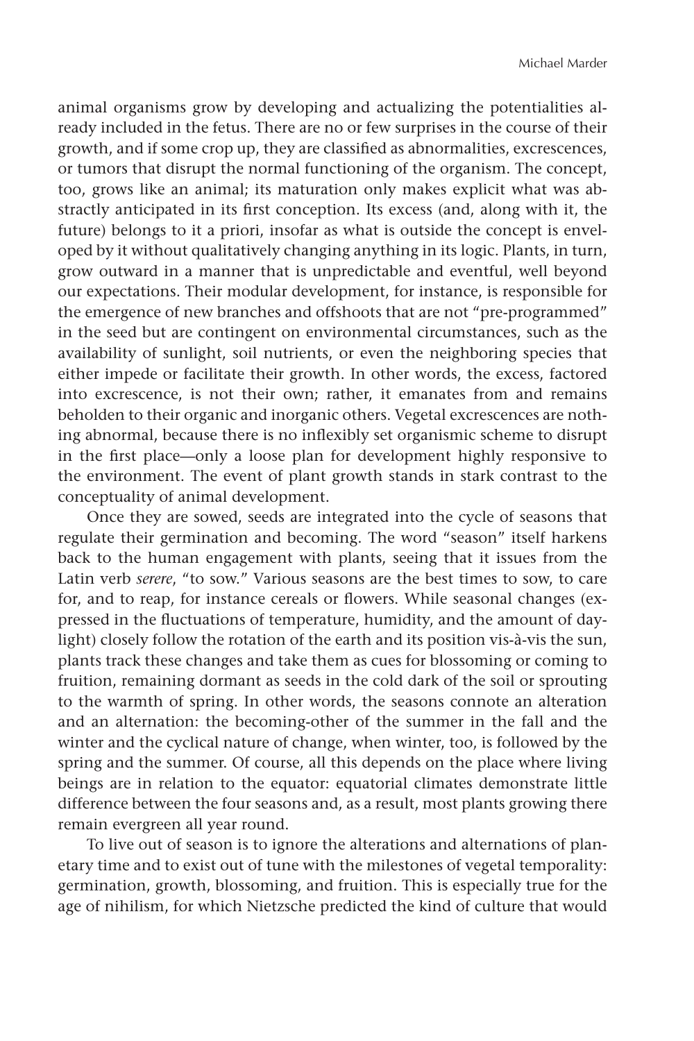animal organisms grow by developing and actualizing the potentialities already included in the fetus. There are no or few surprises in the course of their growth, and if some crop up, they are classified as abnormalities, excrescences, or tumors that disrupt the normal functioning of the organism. The concept, too, grows like an animal; its maturation only makes explicit what was abstractly anticipated in its first conception. Its excess (and, along with it, the future) belongs to it a priori, insofar as what is outside the concept is enveloped by it without qualitatively changing anything in its logic. Plants, in turn, grow outward in a manner that is unpredictable and eventful, well beyond our expectations. Their modular development, for instance, is responsible for the emergence of new branches and offshoots that are not "pre-programmed" in the seed but are contingent on environmental circumstances, such as the availability of sunlight, soil nutrients, or even the neighboring species that either impede or facilitate their growth. In other words, the excess, factored into excrescence, is not their own; rather, it emanates from and remains beholden to their organic and inorganic others. Vegetal excrescences are nothing abnormal, because there is no inflexibly set organismic scheme to disrupt in the first place—only a loose plan for development highly responsive to the environment. The event of plant growth stands in stark contrast to the conceptuality of animal development.

Once they are sowed, seeds are integrated into the cycle of seasons that regulate their germination and becoming. The word "season" itself harkens back to the human engagement with plants, seeing that it issues from the Latin verb *serere*, "to sow." Various seasons are the best times to sow, to care for, and to reap, for instance cereals or flowers. While seasonal changes (expressed in the fluctuations of temperature, humidity, and the amount of daylight) closely follow the rotation of the earth and its position vis-à-vis the sun, plants track these changes and take them as cues for blossoming or coming to fruition, remaining dormant as seeds in the cold dark of the soil or sprouting to the warmth of spring. In other words, the seasons connote an alteration and an alternation: the becoming-other of the summer in the fall and the winter and the cyclical nature of change, when winter, too, is followed by the spring and the summer. Of course, all this depends on the place where living beings are in relation to the equator: equatorial climates demonstrate little difference between the four seasons and, as a result, most plants growing there remain evergreen all year round.

To live out of season is to ignore the alterations and alternations of planetary time and to exist out of tune with the milestones of vegetal temporality: germination, growth, blossoming, and fruition. This is especially true for the age of nihilism, for which Nietzsche predicted the kind of culture that would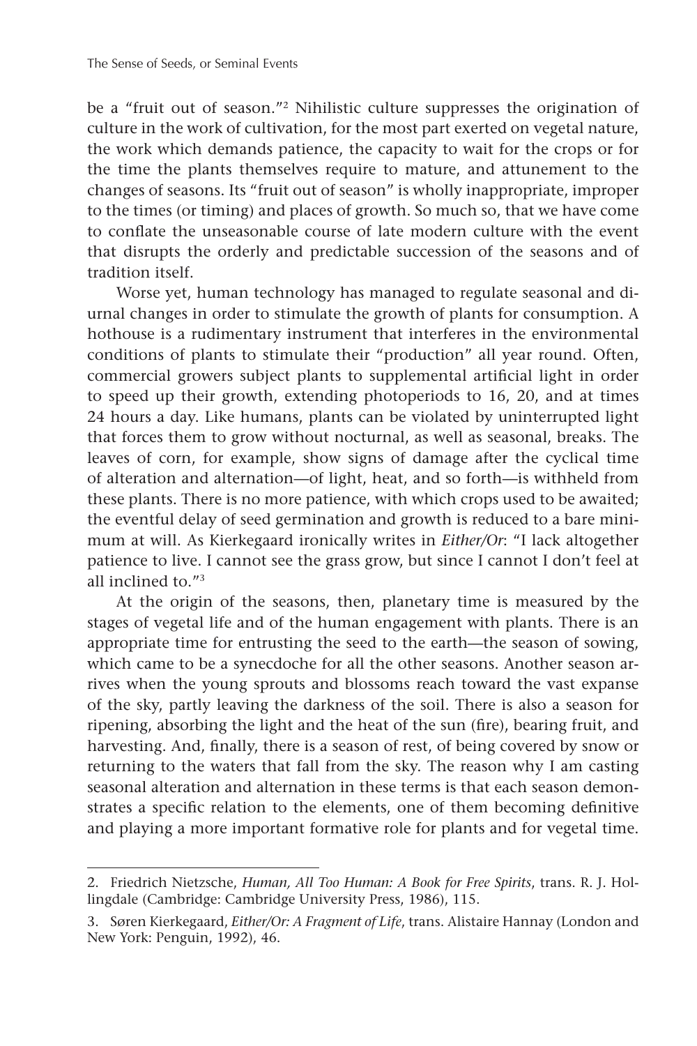be a "fruit out of season."[2] Nihilistic culture suppresses the origination of culture in the work of cultivation, for the most part exerted on vegetal nature, the work which demands patience, the capacity to wait for the crops or for the time the plants themselves require to mature, and attunement to the changes of seasons. Its "fruit out of season" is wholly inappropriate, improper to the times (or timing) and places of growth. So much so, that we have come to conflate the unseasonable course of late modern culture with the event that disrupts the orderly and predictable succession of the seasons and of tradition itself.

Worse yet, human technology has managed to regulate seasonal and diurnal changes in order to stimulate the growth of plants for consumption. A hothouse is a rudimentary instrument that interferes in the environmental conditions of plants to stimulate their "production" all year round. Often, commercial growers subject plants to supplemental artificial light in order to speed up their growth, extending photoperiods to 16, 20, and at times 24 hours a day. Like humans, plants can be violated by uninterrupted light that forces them to grow without nocturnal, as well as seasonal, breaks. The leaves of corn, for example, show signs of damage after the cyclical time of alteration and alternation—of light, heat, and so forth—is withheld from these plants. There is no more patience, with which crops used to be awaited; the eventful delay of seed germination and growth is reduced to a bare minimum at will. As Kierkegaard ironically writes in *Either/Or*: "I lack altogether patience to live. I cannot see the grass grow, but since I cannot I don't feel at all inclined to."[3]

At the origin of the seasons, then, planetary time is measured by the stages of vegetal life and of the human engagement with plants. There is an appropriate time for entrusting the seed to the earth—the season of sowing, which came to be a synecdoche for all the other seasons. Another season arrives when the young sprouts and blossoms reach toward the vast expanse of the sky, partly leaving the darkness of the soil. There is also a season for ripening, absorbing the light and the heat of the sun (fire), bearing fruit, and harvesting. And, finally, there is a season of rest, of being covered by snow or returning to the waters that fall from the sky. The reason why I am casting seasonal alteration and alternation in these terms is that each season demonstrates a specific relation to the elements, one of them becoming definitive and playing a more important formative role for plants and for vegetal time.

---

2. Friedrich Nietzsche, *Human, All Too Human: A Book for Free Spirits*, trans. R. J. Hollingdale (Cambridge: Cambridge University Press, 1986), 115.

3. Søren Kierkegaard, *Either/Or: A Fragment of Life*, trans. Alistaire Hannay (London and New York: Penguin, 1992), 46.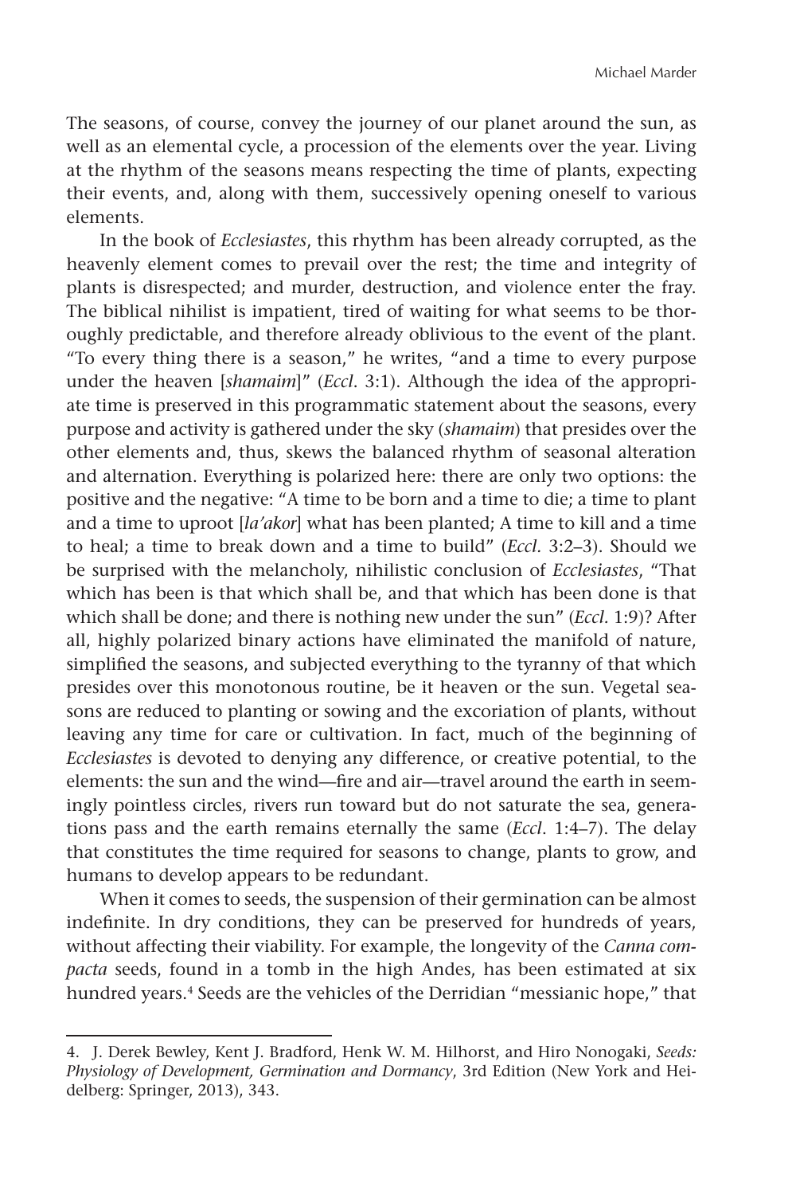The seasons, of course, convey the journey of our planet around the sun, as well as an elemental cycle, a procession of the elements over the year. Living at the rhythm of the seasons means respecting the time of plants, expecting their events, and, along with them, successively opening oneself to various elements.

In the book of *Ecclesiastes*, this rhythm has been already corrupted, as the heavenly element comes to prevail over the rest; the time and integrity of plants is disrespected; and murder, destruction, and violence enter the fray. The biblical nihilist is impatient, tired of waiting for what seems to be thoroughly predictable, and therefore already oblivious to the event of the plant. "To every thing there is a season," he writes, "and a time to every purpose under the heaven [*shamaim*]" (*Eccl*. 3:1). Although the idea of the appropriate time is preserved in this programmatic statement about the seasons, every purpose and activity is gathered under the sky (*shamaim*) that presides over the other elements and, thus, skews the balanced rhythm of seasonal alteration and alternation. Everything is polarized here: there are only two options: the positive and the negative: "A time to be born and a time to die; a time to plant and a time to uproot [*la'akor*] what has been planted; A time to kill and a time to heal; a time to break down and a time to build" (*Eccl*. 3:2–3). Should we be surprised with the melancholy, nihilistic conclusion of *Ecclesiastes*, "That which has been is that which shall be, and that which has been done is that which shall be done; and there is nothing new under the sun" (*Eccl*. 1:9)? After all, highly polarized binary actions have eliminated the manifold of nature, simplified the seasons, and subjected everything to the tyranny of that which presides over this monotonous routine, be it heaven or the sun. Vegetal seasons are reduced to planting or sowing and the excoriation of plants, without leaving any time for care or cultivation. In fact, much of the beginning of *Ecclesiastes* is devoted to denying any difference, or creative potential, to the elements: the sun and the wind—fire and air—travel around the earth in seemingly pointless circles, rivers run toward but do not saturate the sea, generations pass and the earth remains eternally the same (*Eccl*. 1:4–7). The delay that constitutes the time required for seasons to change, plants to grow, and humans to develop appears to be redundant.

When it comes to seeds, the suspension of their germination can be almost indefinite. In dry conditions, they can be preserved for hundreds of years, without affecting their viability. For example, the longevity of the *Canna compacta* seeds, found in a tomb in the high Andes, has been estimated at six hundred years.[4] Seeds are the vehicles of the Derridian "messianic hope," that

4. J. Derek Bewley, Kent J. Bradford, Henk W. M. Hilhorst, and Hiro Nonogaki, *Seeds: Physiology of Development, Germination and Dormancy*, 3rd Edition (New York and Heidelberg: Springer, 2013), 343.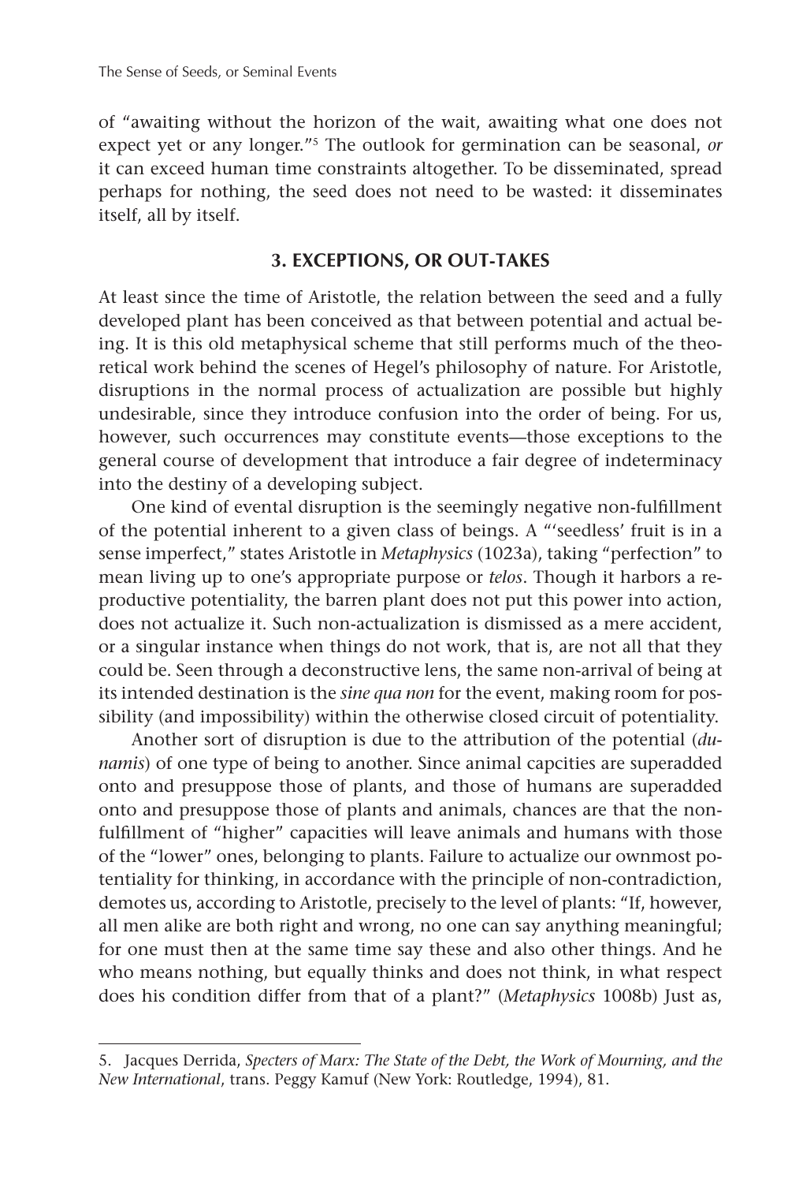of "awaiting without the horizon of the wait, awaiting what one does not expect yet or any longer."[5] The outlook for germination can be seasonal, *or* it can exceed human time constraints altogether. To be disseminated, spread perhaps for nothing, the seed does not need to be wasted: it disseminates itself, all by itself.

## 3. EXCEPTIONS, OR OUT-TAKES

At least since the time of Aristotle, the relation between the seed and a fully developed plant has been conceived as that between potential and actual being. It is this old metaphysical scheme that still performs much of the theoretical work behind the scenes of Hegel's philosophy of nature. For Aristotle, disruptions in the normal process of actualization are possible but highly undesirable, since they introduce confusion into the order of being. For us, however, such occurrences may constitute events—those exceptions to the general course of development that introduce a fair degree of indeterminacy into the destiny of a developing subject.

One kind of evental disruption is the seemingly negative non-fulfillment of the potential inherent to a given class of beings. A "'seedless' fruit is in a sense imperfect," states Aristotle in *Metaphysics* (1023a), taking "perfection" to mean living up to one's appropriate purpose or *telos*. Though it harbors a reproductive potentiality, the barren plant does not put this power into action, does not actualize it. Such non-actualization is dismissed as a mere accident, or a singular instance when things do not work, that is, are not all that they could be. Seen through a deconstructive lens, the same non-arrival of being at its intended destination is the *sine qua non* for the event, making room for possibility (and impossibility) within the otherwise closed circuit of potentiality.

Another sort of disruption is due to the attribution of the potential (*dunamis*) of one type of being to another. Since animal capcities are superadded onto and presuppose those of plants, and those of humans are superadded onto and presuppose those of plants and animals, chances are that the non-fulfillment of "higher" capacities will leave animals and humans with those of the "lower" ones, belonging to plants. Failure to actualize our ownmost potentiality for thinking, in accordance with the principle of non-contradiction, demotes us, according to Aristotle, precisely to the level of plants: "If, however, all men alike are both right and wrong, no one can say anything meaningful; for one must then at the same time say these and also other things. And he who means nothing, but equally thinks and does not think, in what respect does his condition differ from that of a plant?" (*Metaphysics* 1008b) Just as,

5. Jacques Derrida, *Specters of Marx: The State of the Debt, the Work of Mourning, and the New International*, trans. Peggy Kamuf (New York: Routledge, 1994), 81.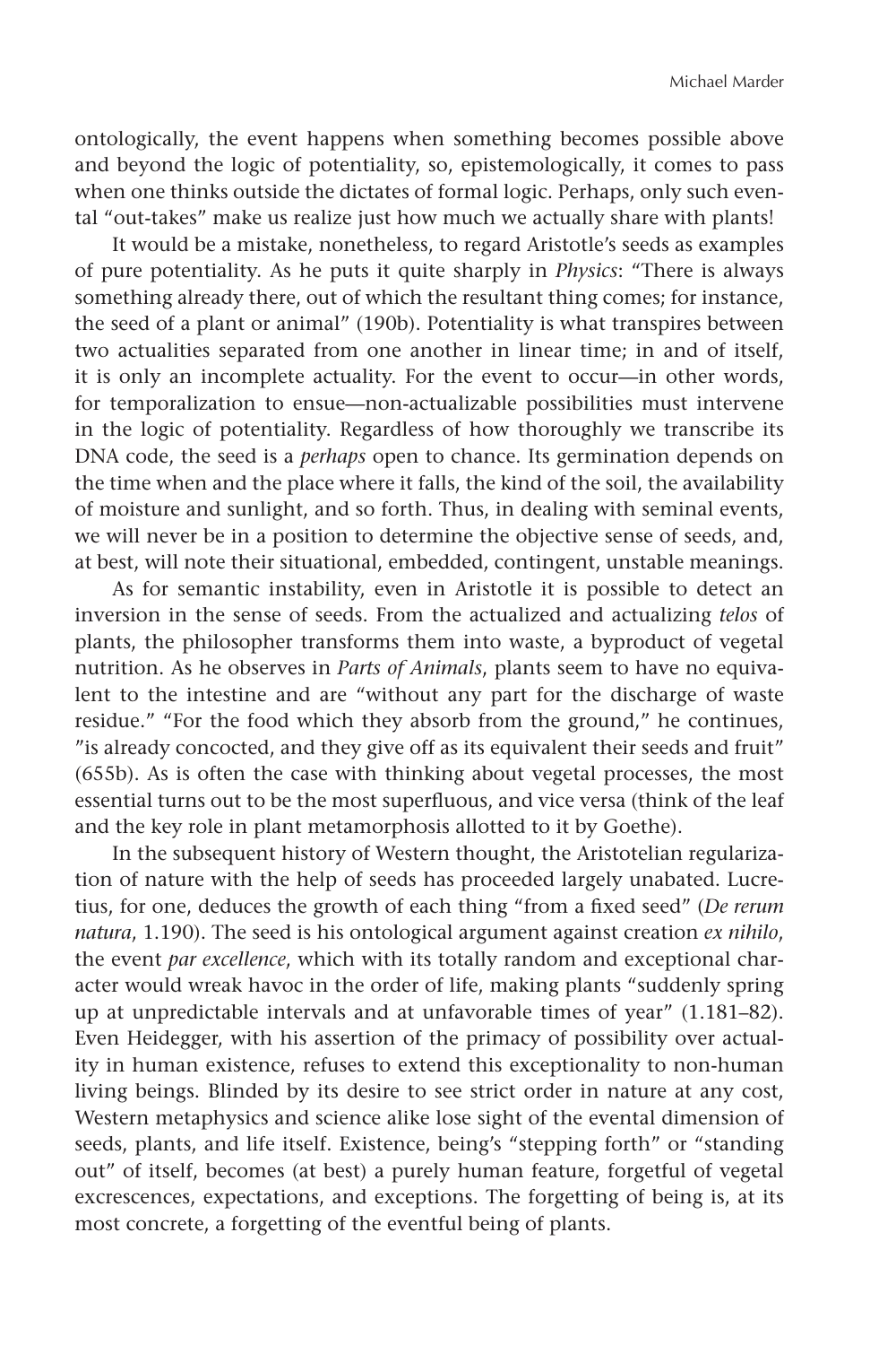ontologically, the event happens when something becomes possible above and beyond the logic of potentiality, so, epistemologically, it comes to pass when one thinks outside the dictates of formal logic. Perhaps, only such evental "out-takes" make us realize just how much we actually share with plants!

It would be a mistake, nonetheless, to regard Aristotle's seeds as examples of pure potentiality. As he puts it quite sharply in *Physics*: "There is always something already there, out of which the resultant thing comes; for instance, the seed of a plant or animal" (190b). Potentiality is what transpires between two actualities separated from one another in linear time; in and of itself, it is only an incomplete actuality. For the event to occur—in other words, for temporalization to ensue—non-actualizable possibilities must intervene in the logic of potentiality. Regardless of how thoroughly we transcribe its DNA code, the seed is a *perhaps* open to chance. Its germination depends on the time when and the place where it falls, the kind of the soil, the availability of moisture and sunlight, and so forth. Thus, in dealing with seminal events, we will never be in a position to determine the objective sense of seeds, and, at best, will note their situational, embedded, contingent, unstable meanings.

As for semantic instability, even in Aristotle it is possible to detect an inversion in the sense of seeds. From the actualized and actualizing *telos* of plants, the philosopher transforms them into waste, a byproduct of vegetal nutrition. As he observes in *Parts of Animals*, plants seem to have no equivalent to the intestine and are "without any part for the discharge of waste residue." "For the food which they absorb from the ground," he continues, "is already concocted, and they give off as its equivalent their seeds and fruit" (655b). As is often the case with thinking about vegetal processes, the most essential turns out to be the most superfluous, and vice versa (think of the leaf and the key role in plant metamorphosis allotted to it by Goethe).

In the subsequent history of Western thought, the Aristotelian regularization of nature with the help of seeds has proceeded largely unabated. Lucretius, for one, deduces the growth of each thing "from a fixed seed" (*De rerum natura*, 1.190). The seed is his ontological argument against creation *ex nihilo*, the event *par excellence*, which with its totally random and exceptional character would wreak havoc in the order of life, making plants "suddenly spring up at unpredictable intervals and at unfavorable times of year" (1.181–82). Even Heidegger, with his assertion of the primacy of possibility over actuality in human existence, refuses to extend this exceptionality to non-human living beings. Blinded by its desire to see strict order in nature at any cost, Western metaphysics and science alike lose sight of the evental dimension of seeds, plants, and life itself. Existence, being's "stepping forth" or "standing out" of itself, becomes (at best) a purely human feature, forgetful of vegetal excrescences, expectations, and exceptions. The forgetting of being is, at its most concrete, a forgetting of the eventful being of plants.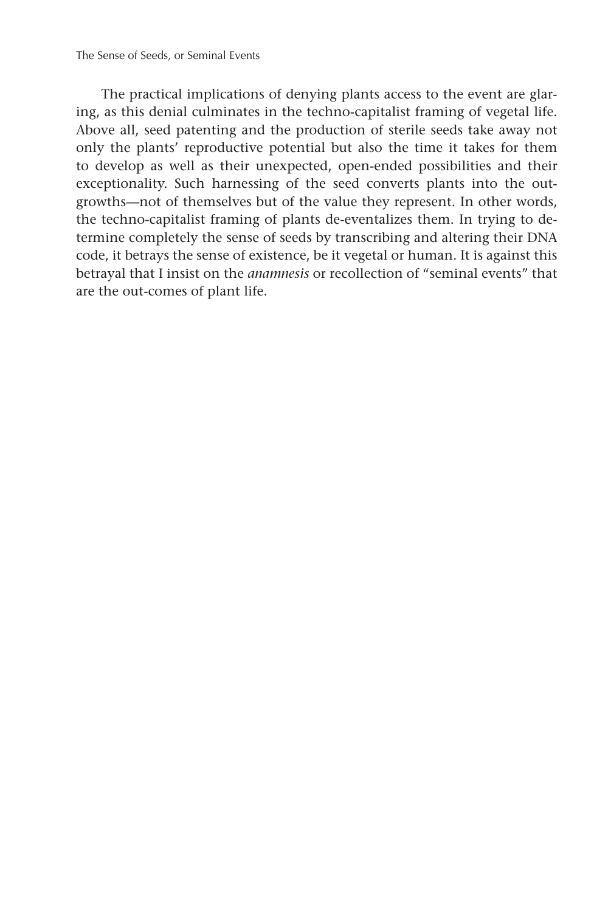The practical implications of denying plants access to the event are glaring, as this denial culminates in the techno-capitalist framing of vegetal life. Above all, seed patenting and the production of sterile seeds take away not only the plants' reproductive potential but also the time it takes for them to develop as well as their unexpected, open-ended possibilities and their exceptionality. Such harnessing of the seed converts plants into the outgrowths—not of themselves but of the value they represent. In other words, the techno-capitalist framing of plants de-eventalizes them. In trying to determine completely the sense of seeds by transcribing and altering their DNA code, it betrays the sense of existence, be it vegetal or human. It is against this betrayal that I insist on the *anamnesis* or recollection of "seminal events" that are the out-comes of plant life.